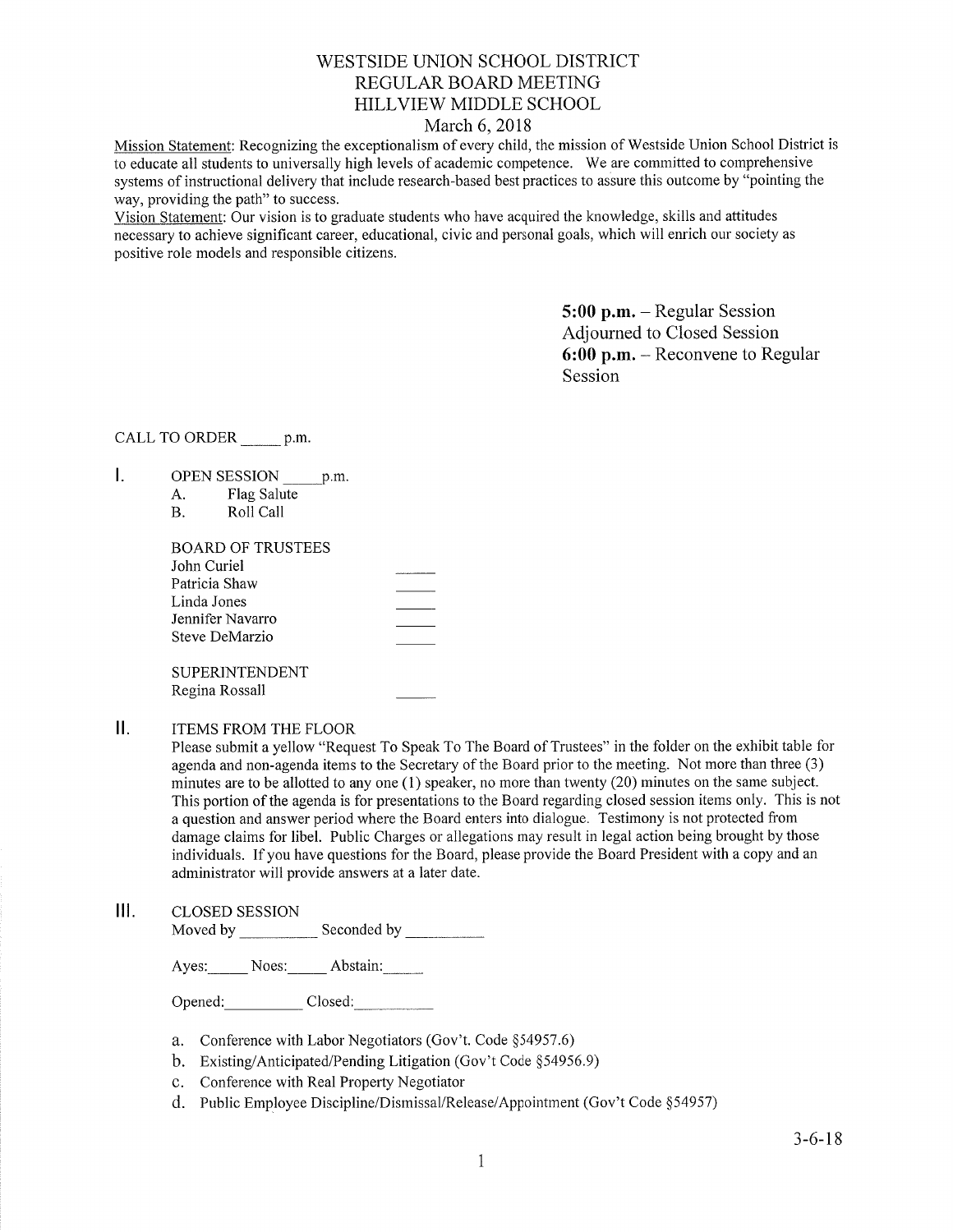# WESTSIDE UNION SCHOOL DISTRICT
## REGULAR BOARD MEETING
## HILLVIEW MIDDLE SCHOOL
### March 6, 2018

Mission Statement: Recognizing the exceptionalism of every child, the mission of Westside Union School District is to educate all students to universally high levels of academic competence. We are committed to comprehensive systems of instructional delivery that include research-based best practices to assure this outcome by "pointing the way, providing the path" to success.

Vision Statement: Our vision is to graduate students who have acquired the knowledge, skills and attitudes necessary to achieve significant career, educational, civic and personal goals, which will enrich our society as positive role models and responsible citizens.

**5:00 p.m.** – Regular Session Adjourned to Closed Session
**6:00 p.m.** – Reconvene to Regular Session

CALL TO ORDER _____ p.m.

I. OPEN SESSION _____ p.m.
   - A. Flag Salute
   - B. Roll Call

BOARD OF TRUSTEES

| | |
|---|---|
| John Curiel | _____ |
| Patricia Shaw | _____ |
| Linda Jones | _____ |
| Jennifer Navarro | _____ |
| Steve DeMarzio | _____ |

SUPERINTENDENT

| | |
|---|---|
| Regina Rossall | _____ |

II. ITEMS FROM THE FLOOR

Please submit a yellow "Request To Speak To The Board of Trustees" in the folder on the exhibit table for agenda and non-agenda items to the Secretary of the Board prior to the meeting. Not more than three (3) minutes are to be allotted to any one (1) speaker, no more than twenty (20) minutes on the same subject. This portion of the agenda is for presentations to the Board regarding closed session items only. This is not a question and answer period where the Board enters into dialogue. Testimony is not protected from damage claims for libel. Public Charges or allegations may result in legal action being brought by those individuals. If you have questions for the Board, please provide the Board President with a copy and an administrator will provide answers at a later date.

III. CLOSED SESSION

Moved by __________ Seconded by __________

Ayes:_____ Noes:_____ Abstain:_____

Opened:__________ Closed:__________

a. Conference with Labor Negotiators (Gov't. Code §54957.6)
b. Existing/Anticipated/Pending Litigation (Gov't Code §54956.9)
c. Conference with Real Property Negotiator
d. Public Employee Discipline/Dismissal/Release/Appointment (Gov't Code §54957)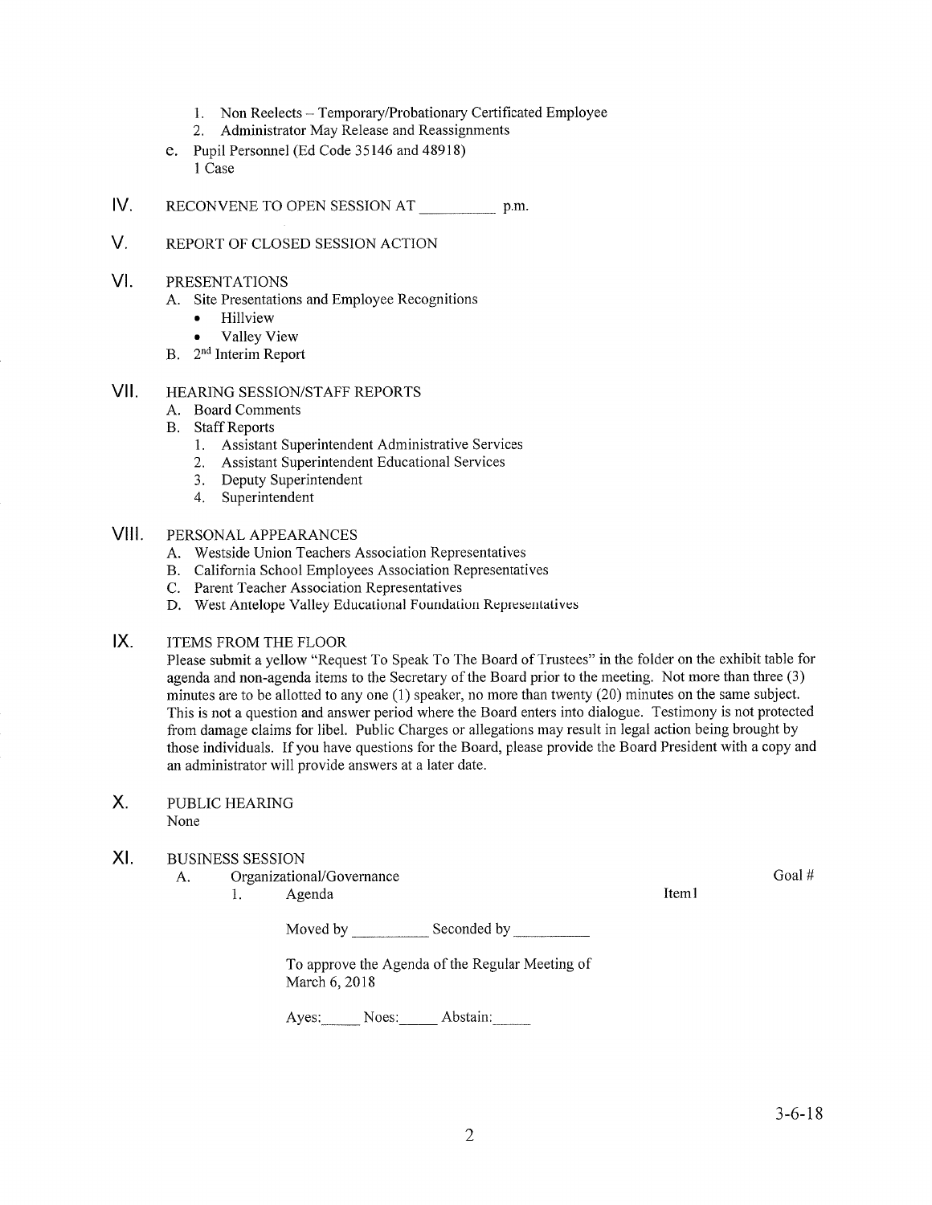1. Non Reelects – Temporary/Probationary Certificated Employee
2. Administrator May Release and Reassignments

e. Pupil Personnel (Ed Code 35146 and 48918)
   1 Case

IV. RECONVENE TO OPEN SESSION AT __________ p.m.

V. REPORT OF CLOSED SESSION ACTION

VI. PRESENTATIONS

A. Site Presentations and Employee Recognitions
   - Hillview
   - Valley View

B. 2nd Interim Report

VII. HEARING SESSION/STAFF REPORTS

A. Board Comments

B. Staff Reports
   1. Assistant Superintendent Administrative Services
   2. Assistant Superintendent Educational Services
   3. Deputy Superintendent
   4. Superintendent

VIII. PERSONAL APPEARANCES

A. Westside Union Teachers Association Representatives

B. California School Employees Association Representatives

C. Parent Teacher Association Representatives

D. West Antelope Valley Educational Foundation Representatives

IX. ITEMS FROM THE FLOOR

Please submit a yellow "Request To Speak To The Board of Trustees" in the folder on the exhibit table for agenda and non-agenda items to the Secretary of the Board prior to the meeting. Not more than three (3) minutes are to be allotted to any one (1) speaker, no more than twenty (20) minutes on the same subject. This is not a question and answer period where the Board enters into dialogue. Testimony is not protected from damage claims for libel. Public Charges or allegations may result in legal action being brought by those individuals. If you have questions for the Board, please provide the Board President with a copy and an administrator will provide answers at a later date.

X. PUBLIC HEARING

None

XI. BUSINESS SESSION

A. Organizational/Governance — Goal #

1. Agenda — Item1

Moved by __________ Seconded by __________

To approve the Agenda of the Regular Meeting of March 6, 2018

Ayes:_____ Noes:_____ Abstain:_____

3-6-18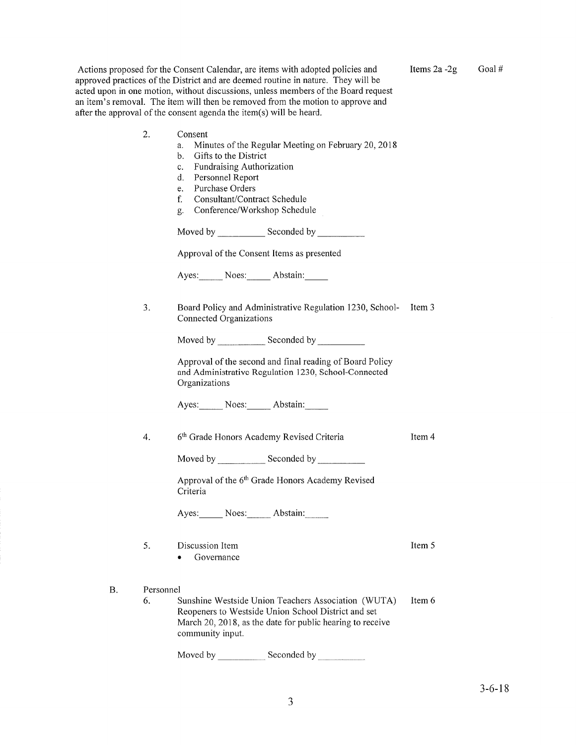Actions proposed for the Consent Calendar, are items with adopted policies and approved practices of the District and are deemed routine in nature. They will be acted upon in one motion, without discussions, unless members of the Board request an item's removal. The item will then be removed from the motion to approve and after the approval of the consent agenda the item(s) will be heard.

Items 2a -2g Goal #

2. Consent
   a. Minutes of the Regular Meeting on February 20, 2018
   b. Gifts to the District
   c. Fundraising Authorization
   d. Personnel Report
   e. Purchase Orders
   f. Consultant/Contract Schedule
   g. Conference/Workshop Schedule

   Moved by \_\_\_\_\_\_\_\_\_\_ Seconded by \_\_\_\_\_\_\_\_\_\_

   Approval of the Consent Items as presented

   Ayes:\_\_\_\_\_ Noes:\_\_\_\_\_ Abstain:\_\_\_\_\_

3. Board Policy and Administrative Regulation 1230, School-Connected Organizations — Item 3

   Moved by \_\_\_\_\_\_\_\_\_\_ Seconded by \_\_\_\_\_\_\_\_\_\_

   Approval of the second and final reading of Board Policy and Administrative Regulation 1230, School-Connected Organizations

   Ayes:\_\_\_\_\_ Noes:\_\_\_\_\_ Abstain:\_\_\_\_\_

4. 6th Grade Honors Academy Revised Criteria — Item 4

   Moved by \_\_\_\_\_\_\_\_\_\_ Seconded by \_\_\_\_\_\_\_\_\_\_

   Approval of the 6th Grade Honors Academy Revised Criteria

   Ayes:\_\_\_\_\_ Noes:\_\_\_\_\_ Abstain:\_\_\_\_\_

5. Discussion Item — Item 5
   - Governance

B. Personnel

6. Sunshine Westside Union Teachers Association (WUTA) Reopeners to Westside Union School District and set March 20, 2018, as the date for public hearing to receive community input. — Item 6

   Moved by \_\_\_\_\_\_\_\_\_\_ Seconded by \_\_\_\_\_\_\_\_\_\_

3-6-18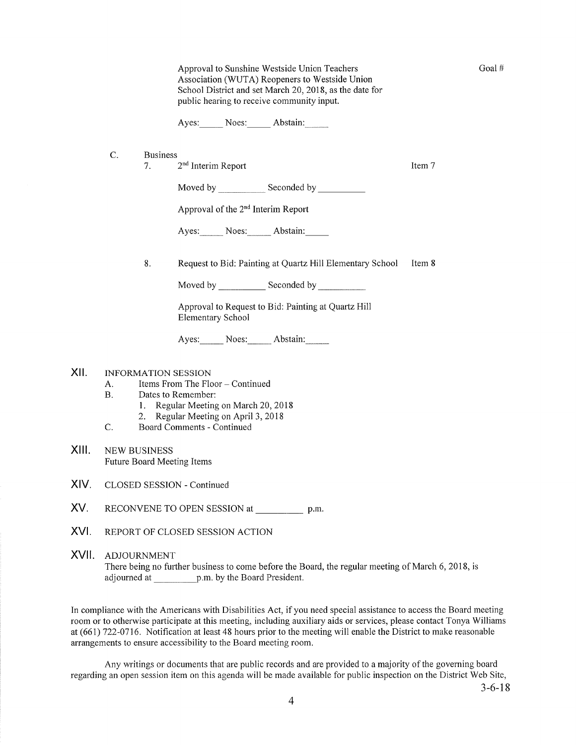Approval to Sunshine Westside Union Teachers Association (WUTA) Reopeners to Westside Union School District and set March 20, 2018, as the date for public hearing to receive community input.

Goal #

Ayes:_____ Noes:_____ Abstain:_____

C. Business

7. 2nd Interim Report — Item 7

Moved by __________ Seconded by __________

Approval of the 2nd Interim Report

Ayes:_____ Noes:_____ Abstain:_____

8. Request to Bid: Painting at Quartz Hill Elementary School — Item 8

Moved by __________ Seconded by __________

Approval to Request to Bid: Painting at Quartz Hill Elementary School

Ayes:_____ Noes:_____ Abstain:_____

## XII. INFORMATION SESSION

A. Items From The Floor – Continued

B. Dates to Remember:

1. Regular Meeting on March 20, 2018
2. Regular Meeting on April 3, 2018

C. Board Comments - Continued

## XIII. NEW BUSINESS

Future Board Meeting Items

## XIV. CLOSED SESSION - Continued

## XV. RECONVENE TO OPEN SESSION at __________ p.m.

## XVI. REPORT OF CLOSED SESSION ACTION

## XVII. ADJOURNMENT

There being no further business to come before the Board, the regular meeting of March 6, 2018, is adjourned at __________p.m. by the Board President.

In compliance with the Americans with Disabilities Act, if you need special assistance to access the Board meeting room or to otherwise participate at this meeting, including auxiliary aids or services, please contact Tonya Williams at (661) 722-0716. Notification at least 48 hours prior to the meeting will enable the District to make reasonable arrangements to ensure accessibility to the Board meeting room.

Any writings or documents that are public records and are provided to a majority of the governing board regarding an open session item on this agenda will be made available for public inspection on the District Web Site,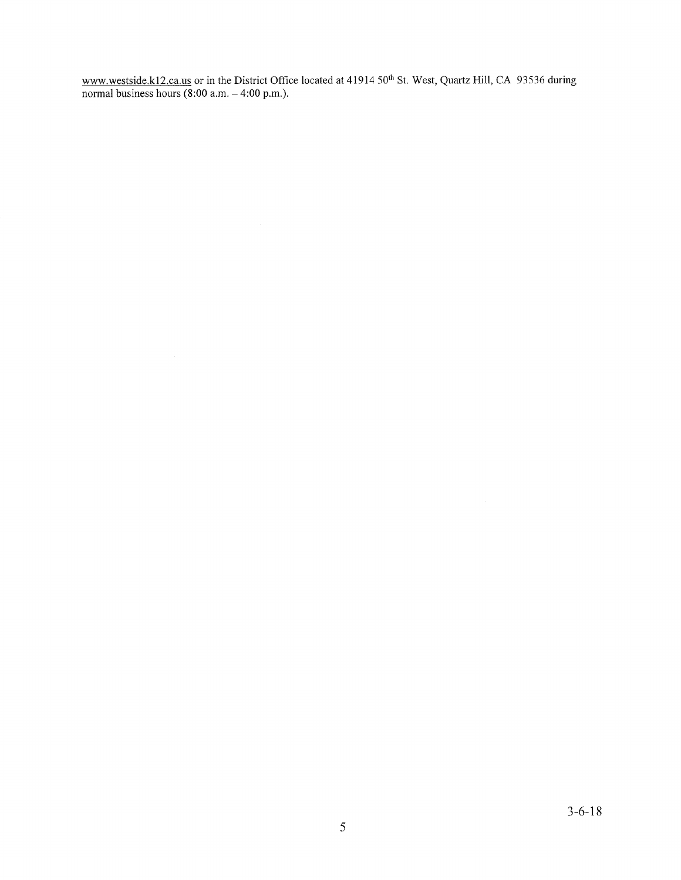www.westside.k12.ca.us or in the District Office located at 41914 50th St. West, Quartz Hill, CA 93536 during normal business hours (8:00 a.m. – 4:00 p.m.).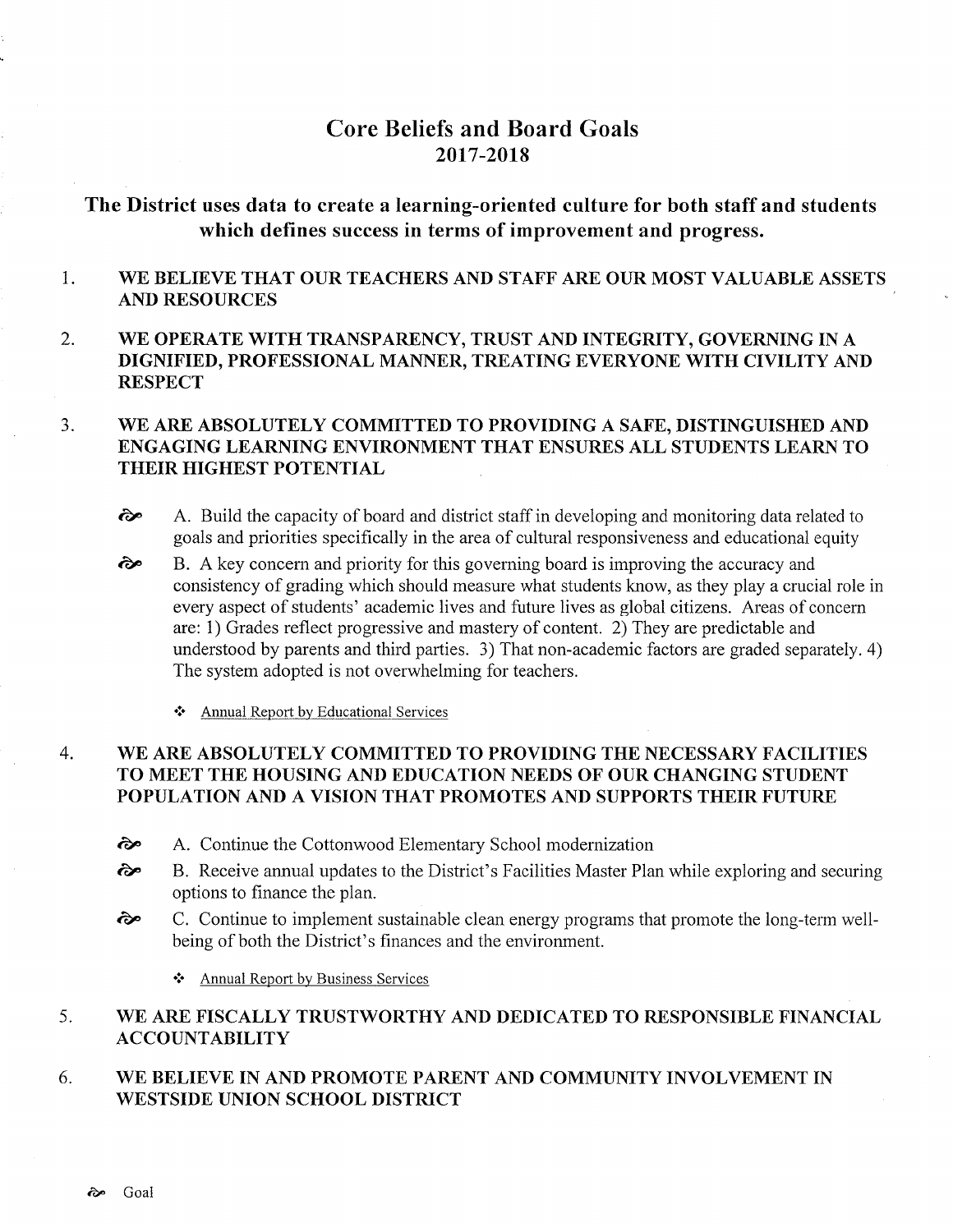# Core Beliefs and Board Goals
## 2017-2018

### The District uses data to create a learning-oriented culture for both staff and students which defines success in terms of improvement and progress.

1. **WE BELIEVE THAT OUR TEACHERS AND STAFF ARE OUR MOST VALUABLE ASSETS AND RESOURCES**

2. **WE OPERATE WITH TRANSPARENCY, TRUST AND INTEGRITY, GOVERNING IN A DIGNIFIED, PROFESSIONAL MANNER, TREATING EVERYONE WITH CIVILITY AND RESPECT**

3. **WE ARE ABSOLUTELY COMMITTED TO PROVIDING A SAFE, DISTINGUISHED AND ENGAGING LEARNING ENVIRONMENT THAT ENSURES ALL STUDENTS LEARN TO THEIR HIGHEST POTENTIAL**

   - A. Build the capacity of board and district staff in developing and monitoring data related to goals and priorities specifically in the area of cultural responsiveness and educational equity
   - B. A key concern and priority for this governing board is improving the accuracy and consistency of grading which should measure what students know, as they play a crucial role in every aspect of students' academic lives and future lives as global citizens. Areas of concern are: 1) Grades reflect progressive and mastery of content. 2) They are predictable and understood by parents and third parties. 3) That non-academic factors are graded separately. 4) The system adopted is not overwhelming for teachers.

     - Annual Report by Educational Services

4. **WE ARE ABSOLUTELY COMMITTED TO PROVIDING THE NECESSARY FACILITIES TO MEET THE HOUSING AND EDUCATION NEEDS OF OUR CHANGING STUDENT POPULATION AND A VISION THAT PROMOTES AND SUPPORTS THEIR FUTURE**

   - A. Continue the Cottonwood Elementary School modernization
   - B. Receive annual updates to the District's Facilities Master Plan while exploring and securing options to finance the plan.
   - C. Continue to implement sustainable clean energy programs that promote the long-term well-being of both the District's finances and the environment.

     - Annual Report by Business Services

5. **WE ARE FISCALLY TRUSTWORTHY AND DEDICATED TO RESPONSIBLE FINANCIAL ACCOUNTABILITY**

6. **WE BELIEVE IN AND PROMOTE PARENT AND COMMUNITY INVOLVEMENT IN WESTSIDE UNION SCHOOL DISTRICT**

ờ Goal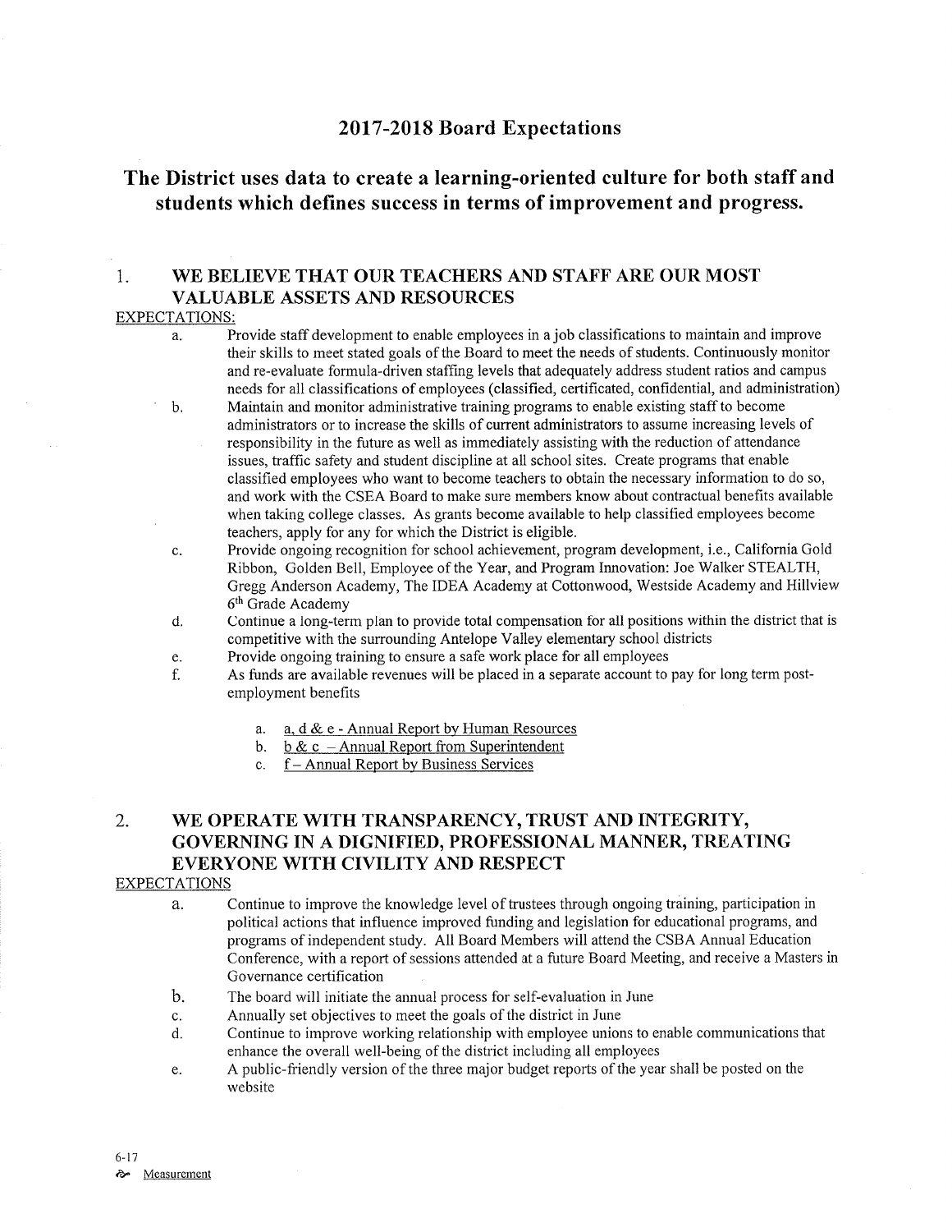## 2017-2018 Board Expectations

## The District uses data to create a learning-oriented culture for both staff and students which defines success in terms of improvement and progress.

### 1. WE BELIEVE THAT OUR TEACHERS AND STAFF ARE OUR MOST VALUABLE ASSETS AND RESOURCES

<u>EXPECTATIONS:</u>

a. Provide staff development to enable employees in a job classifications to maintain and improve their skills to meet stated goals of the Board to meet the needs of students. Continuously monitor and re-evaluate formula-driven staffing levels that adequately address student ratios and campus needs for all classifications of employees (classified, certificated, confidential, and administration)

b. Maintain and monitor administrative training programs to enable existing staff to become administrators or to increase the skills of current administrators to assume increasing levels of responsibility in the future as well as immediately assisting with the reduction of attendance issues, traffic safety and student discipline at all school sites. Create programs that enable classified employees who want to become teachers to obtain the necessary information to do so, and work with the CSEA Board to make sure members know about contractual benefits available when taking college classes. As grants become available to help classified employees become teachers, apply for any for which the District is eligible.

c. Provide ongoing recognition for school achievement, program development, i.e., California Gold Ribbon, Golden Bell, Employee of the Year, and Program Innovation: Joe Walker STEALTH, Gregg Anderson Academy, The IDEA Academy at Cottonwood, Westside Academy and Hillview 6th Grade Academy

d. Continue a long-term plan to provide total compensation for all positions within the district that is competitive with the surrounding Antelope Valley elementary school districts

e. Provide ongoing training to ensure a safe work place for all employees

f. As funds are available revenues will be placed in a separate account to pay for long term post-employment benefits

   a. <u>a, d & e - Annual Report by Human Resources</u>
   b. <u>b & c – Annual Report from Superintendent</u>
   c. <u>f – Annual Report by Business Services</u>

### 2. WE OPERATE WITH TRANSPARENCY, TRUST AND INTEGRITY, GOVERNING IN A DIGNIFIED, PROFESSIONAL MANNER, TREATING EVERYONE WITH CIVILITY AND RESPECT

<u>EXPECTATIONS</u>

a. Continue to improve the knowledge level of trustees through ongoing training, participation in political actions that influence improved funding and legislation for educational programs, and programs of independent study. All Board Members will attend the CSBA Annual Education Conference, with a report of sessions attended at a future Board Meeting, and receive a Masters in Governance certification

b. The board will initiate the annual process for self-evaluation in June

c. Annually set objectives to meet the goals of the district in June

d. Continue to improve working relationship with employee unions to enable communications that enhance the overall well-being of the district including all employees

e. A public-friendly version of the three major budget reports of the year shall be posted on the website

6-17

<u>Measurement</u>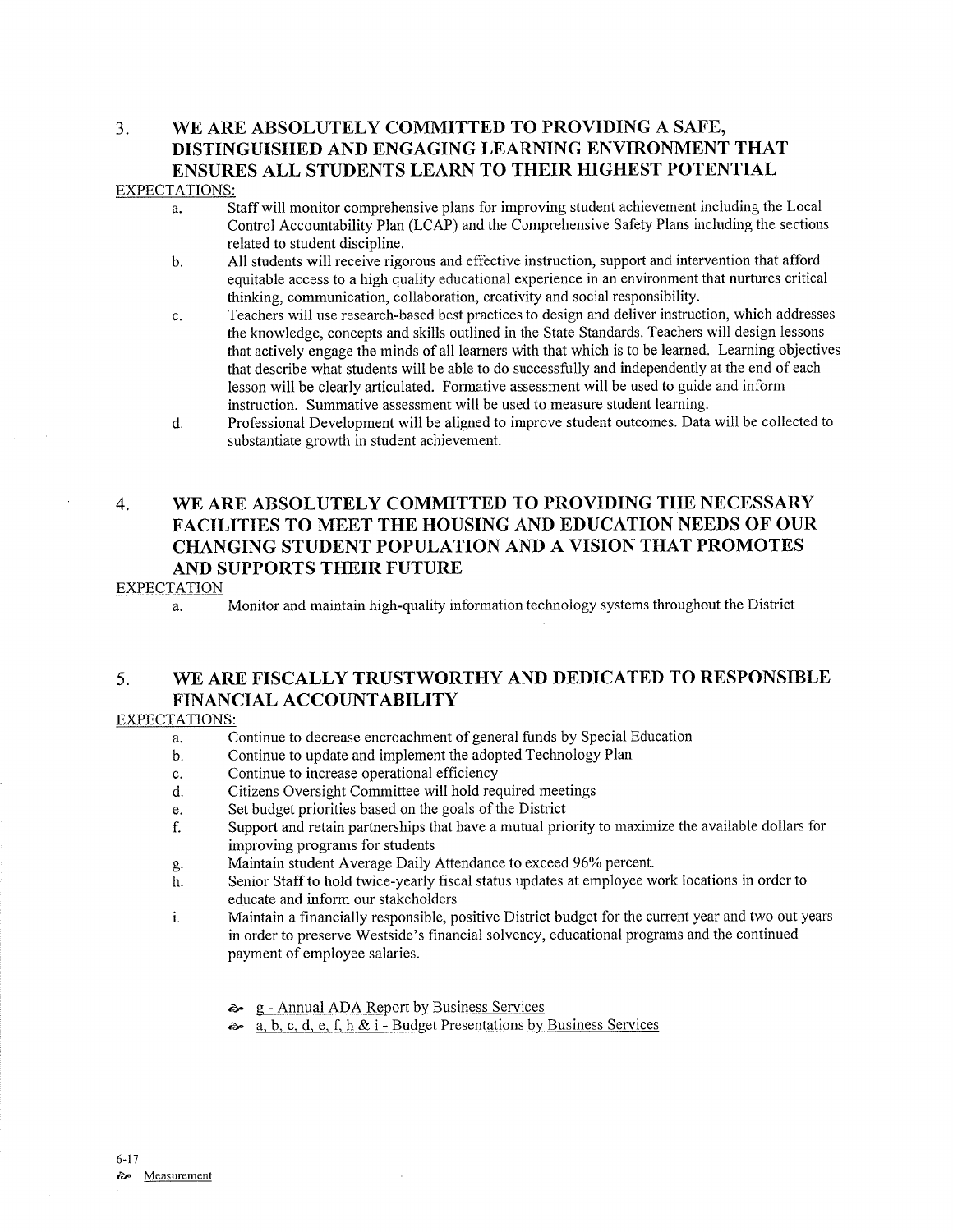## 3. WE ARE ABSOLUTELY COMMITTED TO PROVIDING A SAFE, DISTINGUISHED AND ENGAGING LEARNING ENVIRONMENT THAT ENSURES ALL STUDENTS LEARN TO THEIR HIGHEST POTENTIAL

EXPECTATIONS:

a. Staff will monitor comprehensive plans for improving student achievement including the Local Control Accountability Plan (LCAP) and the Comprehensive Safety Plans including the sections related to student discipline.

b. All students will receive rigorous and effective instruction, support and intervention that afford equitable access to a high quality educational experience in an environment that nurtures critical thinking, communication, collaboration, creativity and social responsibility.

c. Teachers will use research-based best practices to design and deliver instruction, which addresses the knowledge, concepts and skills outlined in the State Standards. Teachers will design lessons that actively engage the minds of all learners with that which is to be learned. Learning objectives that describe what students will be able to do successfully and independently at the end of each lesson will be clearly articulated. Formative assessment will be used to guide and inform instruction. Summative assessment will be used to measure student learning.

d. Professional Development will be aligned to improve student outcomes. Data will be collected to substantiate growth in student achievement.

## 4. WE ARE ABSOLUTELY COMMITTED TO PROVIDING THE NECESSARY FACILITIES TO MEET THE HOUSING AND EDUCATION NEEDS OF OUR CHANGING STUDENT POPULATION AND A VISION THAT PROMOTES AND SUPPORTS THEIR FUTURE

EXPECTATION

a. Monitor and maintain high-quality information technology systems throughout the District

## 5. WE ARE FISCALLY TRUSTWORTHY AND DEDICATED TO RESPONSIBLE FINANCIAL ACCOUNTABILITY

EXPECTATIONS:

a. Continue to decrease encroachment of general funds by Special Education

b. Continue to update and implement the adopted Technology Plan

c. Continue to increase operational efficiency

d. Citizens Oversight Committee will hold required meetings

e. Set budget priorities based on the goals of the District

f. Support and retain partnerships that have a mutual priority to maximize the available dollars for improving programs for students

g. Maintain student Average Daily Attendance to exceed 96% percent.

h. Senior Staff to hold twice-yearly fiscal status updates at employee work locations in order to educate and inform our stakeholders

i. Maintain a financially responsible, positive District budget for the current year and two out years in order to preserve Westside's financial solvency, educational programs and the continued payment of employee salaries.

- g - Annual ADA Report by Business Services
- a, b, c, d, e, f, h & i - Budget Presentations by Business Services

6-17

Measurement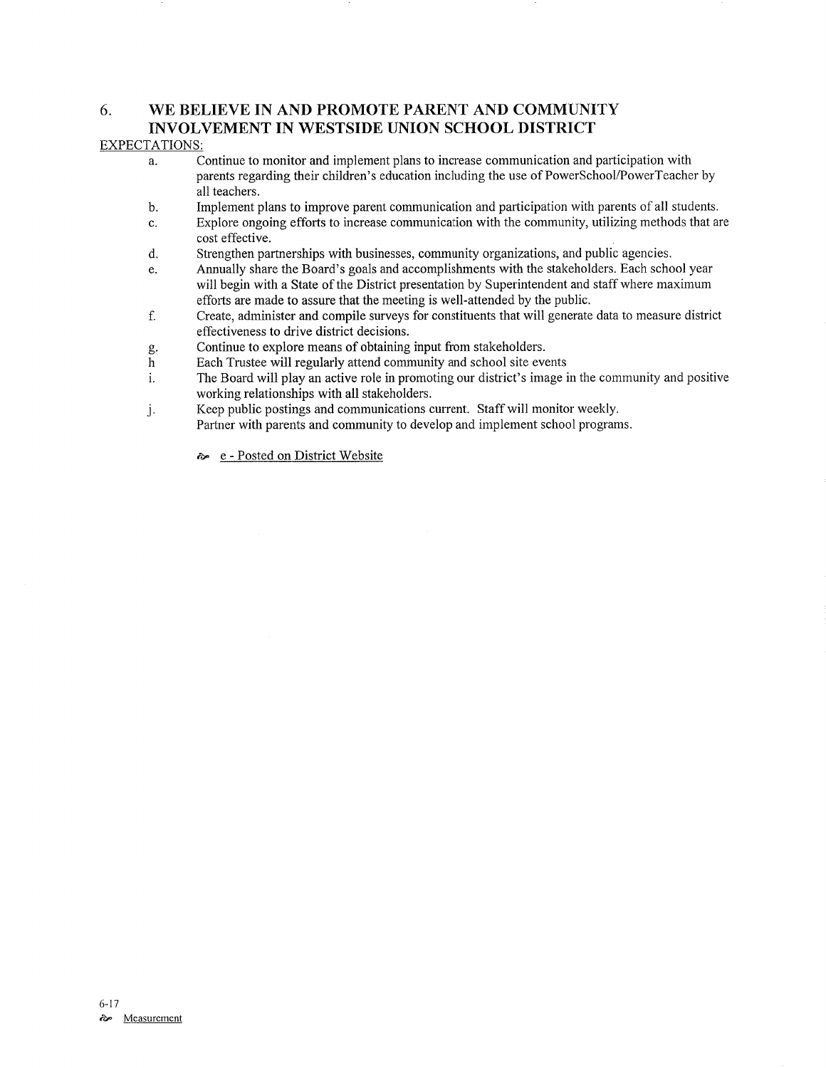## 6. WE BELIEVE IN AND PROMOTE PARENT AND COMMUNITY INVOLVEMENT IN WESTSIDE UNION SCHOOL DISTRICT

EXPECTATIONS:

- a. Continue to monitor and implement plans to increase communication and participation with parents regarding their children's education including the use of PowerSchool/PowerTeacher by all teachers.
- b. Implement plans to improve parent communication and participation with parents of all students.
- c. Explore ongoing efforts to increase communication with the community, utilizing methods that are cost effective.
- d. Strengthen partnerships with businesses, community organizations, and public agencies.
- e. Annually share the Board's goals and accomplishments with the stakeholders. Each school year will begin with a State of the District presentation by Superintendent and staff where maximum efforts are made to assure that the meeting is well-attended by the public.
- f. Create, administer and compile surveys for constituents that will generate data to measure district effectiveness to drive district decisions.
- g. Continue to explore means of obtaining input from stakeholders.
- h Each Trustee will regularly attend community and school site events
- i. The Board will play an active role in promoting our district's image in the community and positive working relationships with all stakeholders.
- j. Keep public postings and communications current. Staff will monitor weekly.
  Partner with parents and community to develop and implement school programs.

  - e - Posted on District Website

6-17

Measurement